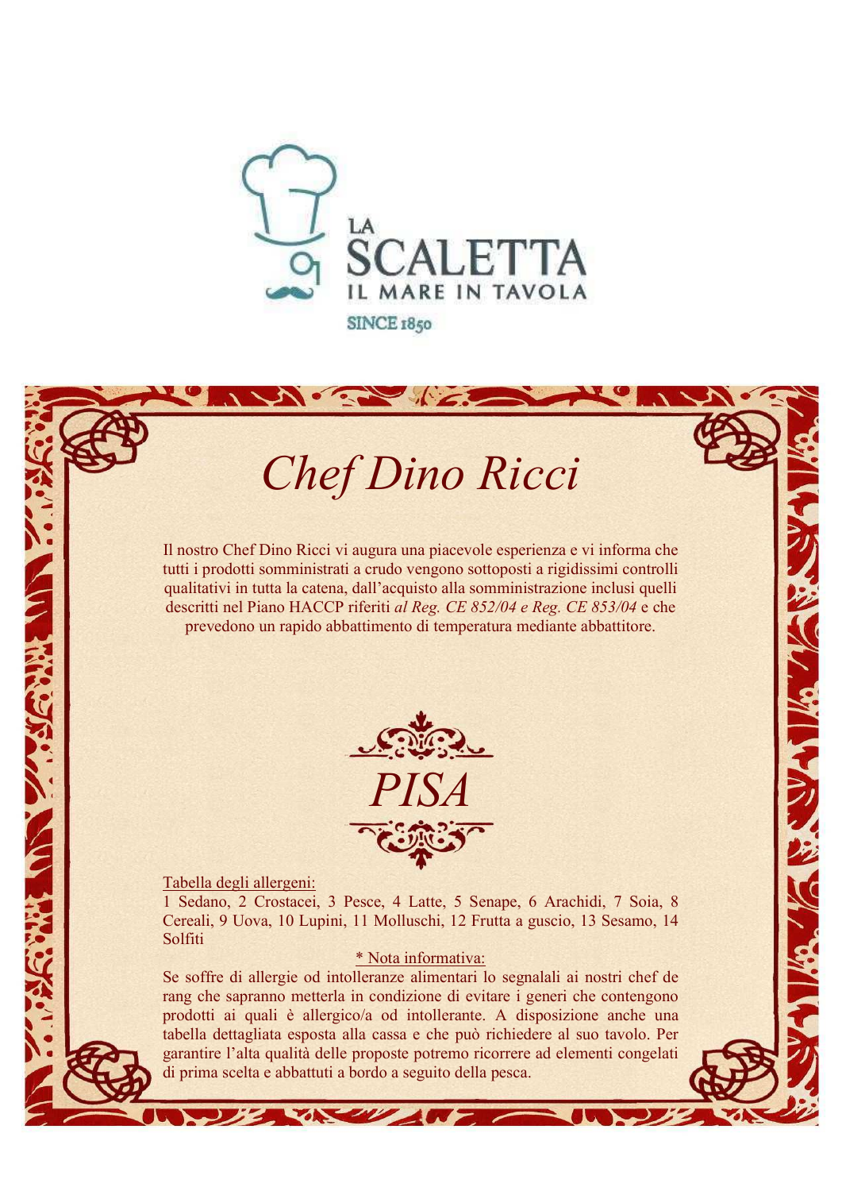LA SCALETTA

IL MARE IN TAVOLA

SINCE 1850

# *Chef Dino Ricci*

Il nostro Chef Dino Ricci vi augura una piacevole esperienza e vi informa che tutti i prodotti somministrati a crudo vengono sottoposti a rigidissimi controlli qualitativi in tutta la catena, dall'acquisto alla somministrazione inclusi quelli descritti nel Piano HACCP riferiti *al Reg. CE 852/04 e Reg. CE 853/04* e che prevedono un rapido abbattimento di temperatura mediante abbattitore.

## *PISA*

Tabella degli allergeni:
1 Sedano, 2 Crostacei, 3 Pesce, 4 Latte, 5 Senape, 6 Arachidi, 7 Soia, 8 Cereali, 9 Uova, 10 Lupini, 11 Molluschi, 12 Frutta a guscio, 13 Sesamo, 14 Solfiti

\* Nota informativa:

Se soffre di allergie od intolleranze alimentari lo segnalali ai nostri chef de rang che sapranno metterla in condizione di evitare i generi che contengono prodotti ai quali è allergico/a od intollerante. A disposizione anche una tabella dettagliata esposta alla cassa e che può richiedere al suo tavolo. Per garantire l'alta qualità delle proposte potremo ricorrere ad elementi congelati di prima scelta e abbattuti a bordo a seguito della pesca.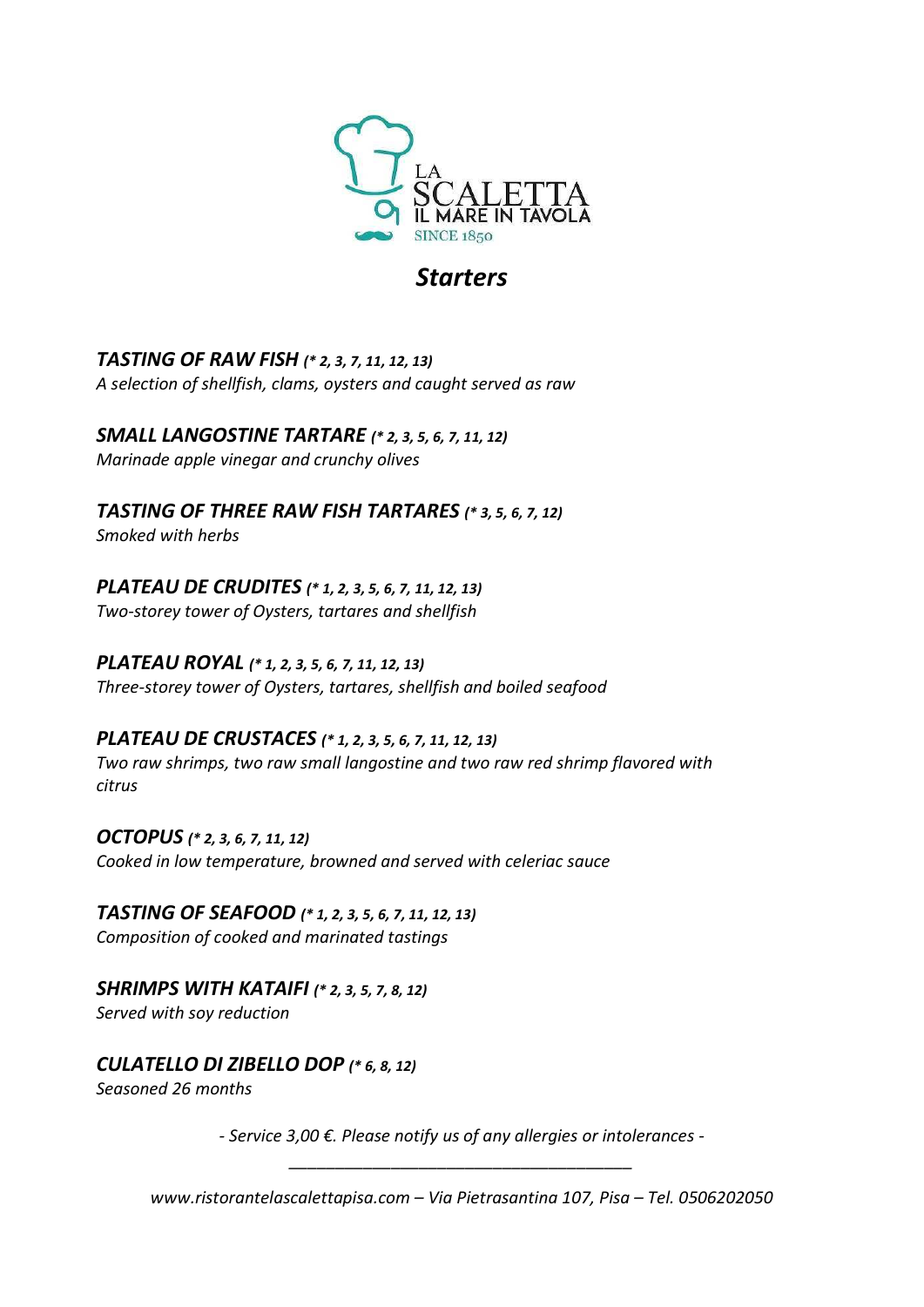LA SCALETTA
IL MARE IN TAVOLA
SINCE 1850

# *Starters*

***TASTING OF RAW FISH*** ***(* 2, 3, 7, 11, 12, 13)***
*A selection of shellfish, clams, oysters and caught served as raw*

***SMALL LANGOSTINE TARTARE*** ***(* 2, 3, 5, 6, 7, 11, 12)***
*Marinade apple vinegar and crunchy olives*

***TASTING OF THREE RAW FISH TARTARES*** ***(* 3, 5, 6, 7, 12)***
*Smoked with herbs*

***PLATEAU DE CRUDITES*** ***(* 1, 2, 3, 5, 6, 7, 11, 12, 13)***
*Two-storey tower of Oysters, tartares and shellfish*

***PLATEAU ROYAL*** ***(* 1, 2, 3, 5, 6, 7, 11, 12, 13)***
*Three-storey tower of Oysters, tartares, shellfish and boiled seafood*

***PLATEAU DE CRUSTACES*** ***(* 1, 2, 3, 5, 6, 7, 11, 12, 13)***
*Two raw shrimps, two raw small langostine and two raw red shrimp flavored with citrus*

***OCTOPUS*** ***(* 2, 3, 6, 7, 11, 12)***
*Cooked in low temperature, browned and served with celeriac sauce*

***TASTING OF SEAFOOD*** ***(* 1, 2, 3, 5, 6, 7, 11, 12, 13)***
*Composition of cooked and marinated tastings*

***SHRIMPS WITH KATAIFI*** ***(* 2, 3, 5, 7, 8, 12)***
*Served with soy reduction*

***CULATELLO DI ZIBELLO DOP*** ***(* 6, 8, 12)***
*Seasoned 26 months*

*- Service 3,00 €. Please notify us of any allergies or intolerances -*

*www.ristorantelascalettapisa.com – Via Pietrasantina 107, Pisa – Tel. 0506202050*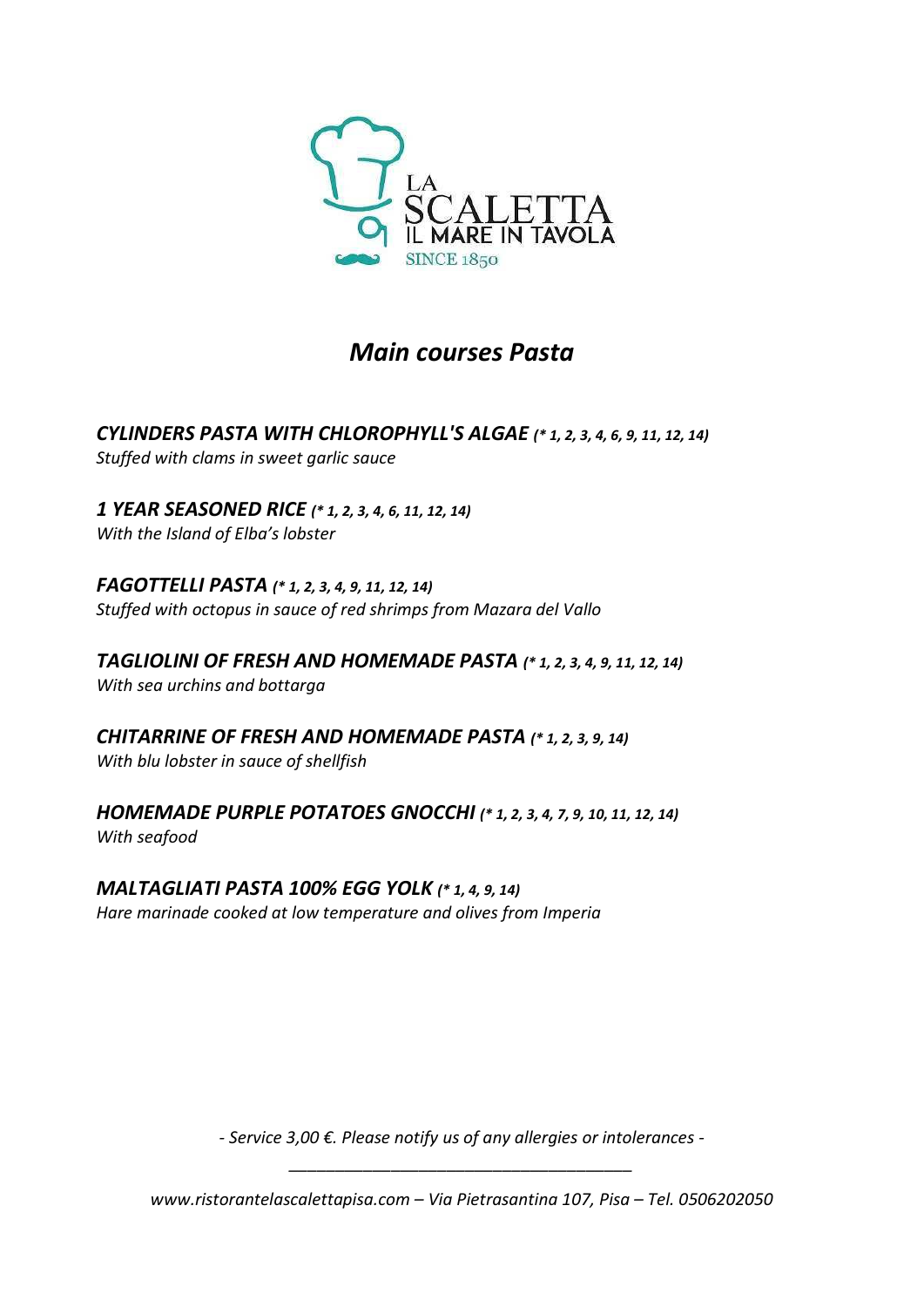LA SCALETTA
IL MARE IN TAVOLA
SINCE 1850

# *Main courses Pasta*

***CYLINDERS PASTA WITH CHLOROPHYLL'S ALGAE*** *(* 1, 2, 3, 4, 6, 9, 11, 12, 14)*
*Stuffed with clams in sweet garlic sauce*

***1 YEAR SEASONED RICE*** *(* 1, 2, 3, 4, 6, 11, 12, 14)*
*With the Island of Elba's lobster*

***FAGOTTELLI PASTA*** *(* 1, 2, 3, 4, 9, 11, 12, 14)*
*Stuffed with octopus in sauce of red shrimps from Mazara del Vallo*

***TAGLIOLINI OF FRESH AND HOMEMADE PASTA*** *(* 1, 2, 3, 4, 9, 11, 12, 14)*
*With sea urchins and bottarga*

***CHITARRINE OF FRESH AND HOMEMADE PASTA*** *(* 1, 2, 3, 9, 14)*
*With blu lobster in sauce of shellfish*

***HOMEMADE PURPLE POTATOES GNOCCHI*** *(* 1, 2, 3, 4, 7, 9, 10, 11, 12, 14)*
*With seafood*

***MALTAGLIATI PASTA 100% EGG YOLK*** *(* 1, 4, 9, 14)*
*Hare marinade cooked at low temperature and olives from Imperia*

*- Service 3,00 €. Please notify us of any allergies or intolerances -*

*www.ristorantelascalettapisa.com – Via Pietrasantina 107, Pisa – Tel. 0506202050*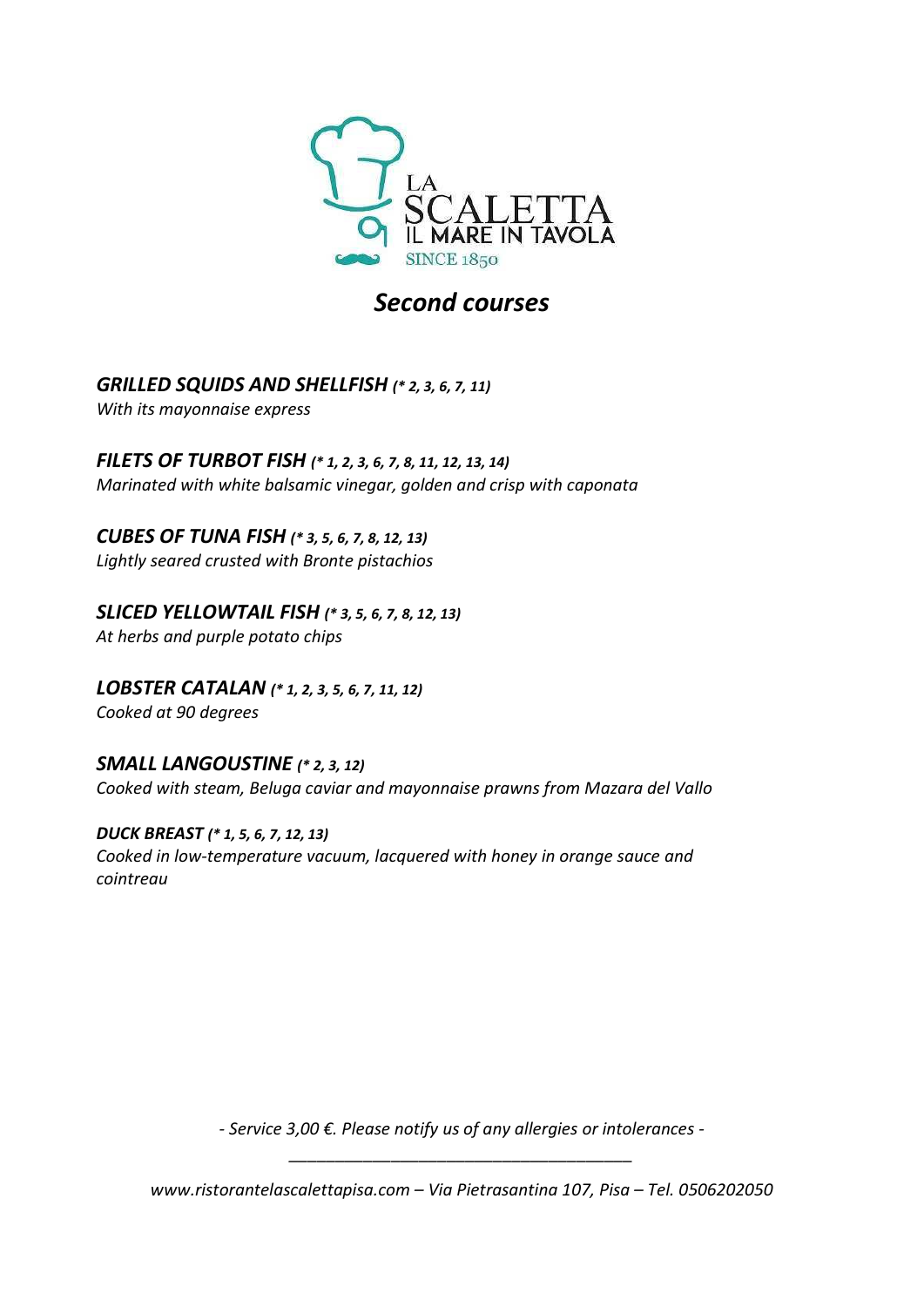LA
SCALETTA
IL MARE IN TAVOLA
SINCE 1850

# *Second courses*

### ***GRILLED SQUIDS AND SHELLFISH*** *(* 2, 3, 6, 7, 11)*
*With its mayonnaise express*

### ***FILETS OF TURBOT FISH*** *(* 1, 2, 3, 6, 7, 8, 11, 12, 13, 14)*
*Marinated with white balsamic vinegar, golden and crisp with caponata*

### ***CUBES OF TUNA FISH*** *(* 3, 5, 6, 7, 8, 12, 13)*
*Lightly seared crusted with Bronte pistachios*

### ***SLICED YELLOWTAIL FISH*** *(* 3, 5, 6, 7, 8, 12, 13)*
*At herbs and purple potato chips*

### ***LOBSTER CATALAN*** *(* 1, 2, 3, 5, 6, 7, 11, 12)*
*Cooked at 90 degrees*

### ***SMALL LANGOUSTINE*** *(* 2, 3, 12)*
*Cooked with steam, Beluga caviar and mayonnaise prawns from Mazara del Vallo*

### ***DUCK BREAST*** *(* 1, 5, 6, 7, 12, 13)*
*Cooked in low-temperature vacuum, lacquered with honey in orange sauce and cointreau*

*- Service 3,00 €. Please notify us of any allergies or intolerances -*

---

*www.ristorantelascalettapisa.com – Via Pietrasantina 107, Pisa – Tel. 0506202050*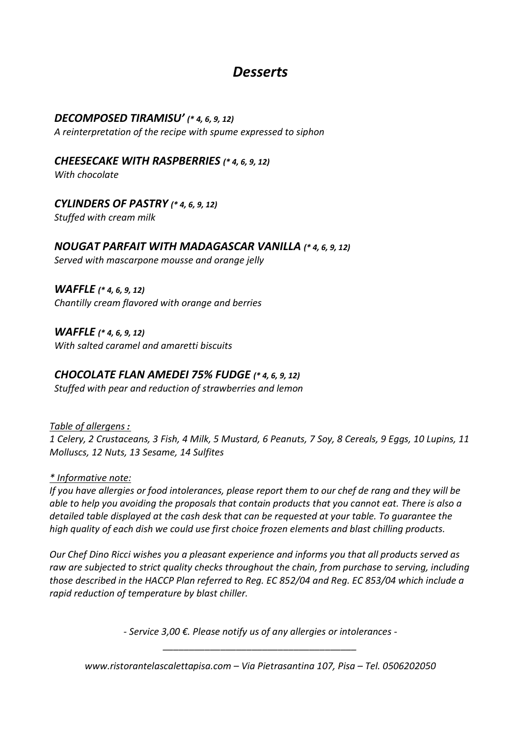# *Desserts*

***DECOMPOSED TIRAMISU'*** *(* 4, 6, 9, 12)*
*A reinterpretation of the recipe with spume expressed to siphon*

***CHEESECAKE WITH RASPBERRIES*** *(* 4, 6, 9, 12)*
*With chocolate*

***CYLINDERS OF PASTRY*** *(* 4, 6, 9, 12)*
*Stuffed with cream milk*

***NOUGAT PARFAIT WITH MADAGASCAR VANILLA*** *(* 4, 6, 9, 12)*
*Served with mascarpone mousse and orange jelly*

***WAFFLE*** *(* 4, 6, 9, 12)*
*Chantilly cream flavored with orange and berries*

***WAFFLE*** *(* 4, 6, 9, 12)*
*With salted caramel and amaretti biscuits*

***CHOCOLATE FLAN AMEDEI 75% FUDGE*** *(* 4, 6, 9, 12)*
*Stuffed with pear and reduction of strawberries and lemon*

*Table of allergens :*
*1 Celery, 2 Crustaceans, 3 Fish, 4 Milk, 5 Mustard, 6 Peanuts, 7 Soy, 8 Cereals, 9 Eggs, 10 Lupins, 11 Molluscs, 12 Nuts, 13 Sesame, 14 Sulfites*

** Informative note:*
*If you have allergies or food intolerances, please report them to our chef de rang and they will be able to help you avoiding the proposals that contain products that you cannot eat. There is also a detailed table displayed at the cash desk that can be requested at your table. To guarantee the high quality of each dish we could use first choice frozen elements and blast chilling products.*

*Our Chef Dino Ricci wishes you a pleasant experience and informs you that all products served as raw are subjected to strict quality checks throughout the chain, from purchase to serving, including those described in the HACCP Plan referred to Reg. EC 852/04 and Reg. EC 853/04 which include a rapid reduction of temperature by blast chiller.*

*- Service 3,00 €. Please notify us of any allergies or intolerances -*

*www.ristorantelascalettapisa.com – Via Pietrasantina 107, Pisa – Tel. 0506202050*